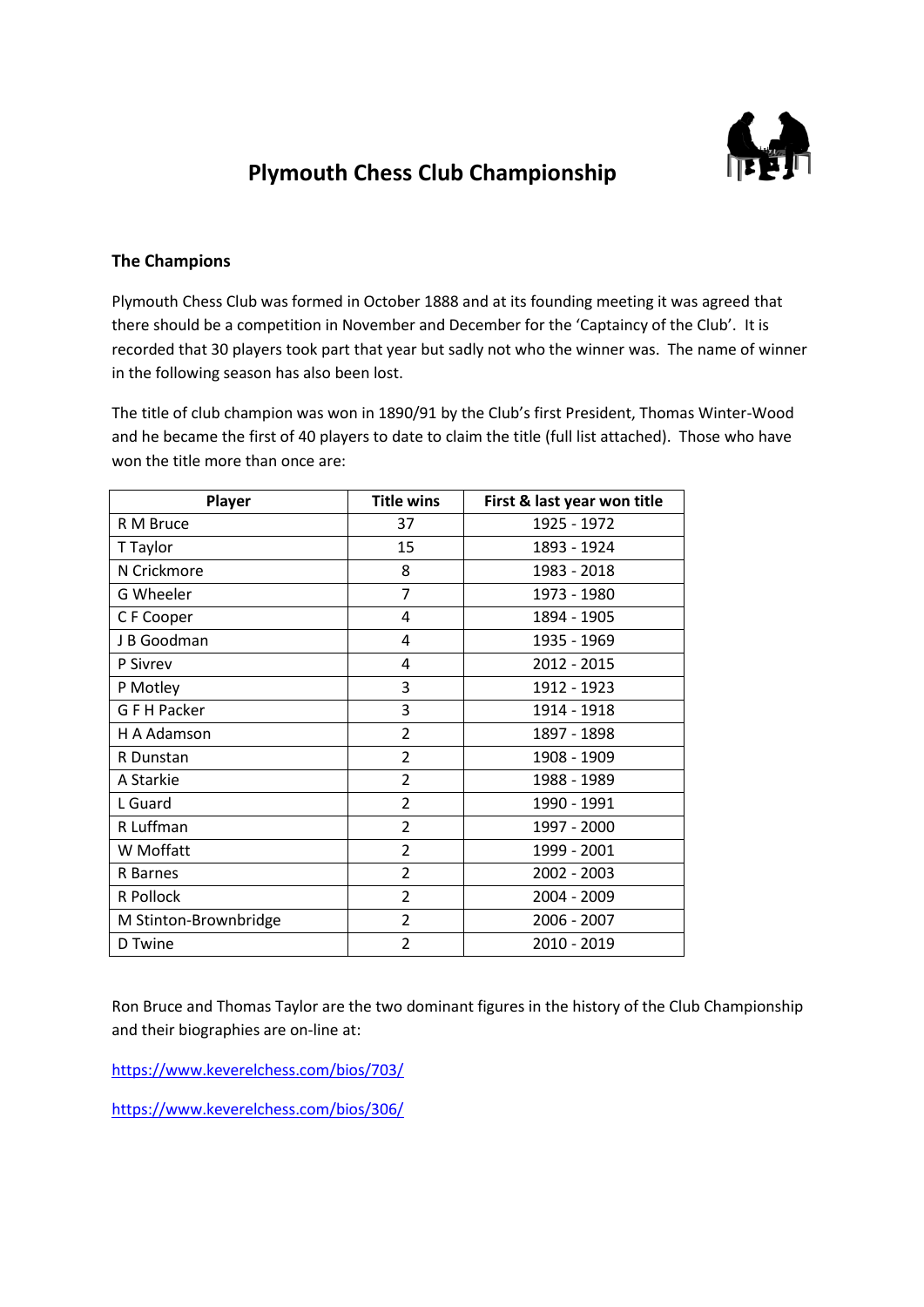# Plymouth Chess Club Championship

## The Champions

Plymouth Chess Club was formed in October 1888 and at its founding meeting it was agreed that there should be a competition in November and December for the 'Captaincy of the Club'. It is recorded that 30 players took part that year but sadly not who the winner was. The name of winner in the following season has also been lost.

The title of club champion was won in 1890/91 by the Club's first President, Thomas Winter-Wood and he became the first of 40 players to date to claim the title (full list attached). Those who have won the title more than once are:

| Player | Title wins | First & last year won title |
|---|---|---|
| R M Bruce | 37 | 1925 - 1972 |
| T Taylor | 15 | 1893 - 1924 |
| N Crickmore | 8 | 1983 - 2018 |
| G Wheeler | 7 | 1973 - 1980 |
| C F Cooper | 4 | 1894 - 1905 |
| J B Goodman | 4 | 1935 - 1969 |
| P Sivrev | 4 | 2012 - 2015 |
| P Motley | 3 | 1912 - 1923 |
| G F H Packer | 3 | 1914 - 1918 |
| H A Adamson | 2 | 1897 - 1898 |
| R Dunstan | 2 | 1908 - 1909 |
| A Starkie | 2 | 1988 - 1989 |
| L Guard | 2 | 1990 - 1991 |
| R Luffman | 2 | 1997 - 2000 |
| W Moffatt | 2 | 1999 - 2001 |
| R Barnes | 2 | 2002 - 2003 |
| R Pollock | 2 | 2004 - 2009 |
| M Stinton-Brownbridge | 2 | 2006 - 2007 |
| D Twine | 2 | 2010 - 2019 |

Ron Bruce and Thomas Taylor are the two dominant figures in the history of the Club Championship and their biographies are on-line at:

https://www.keverelchess.com/bios/703/

https://www.keverelchess.com/bios/306/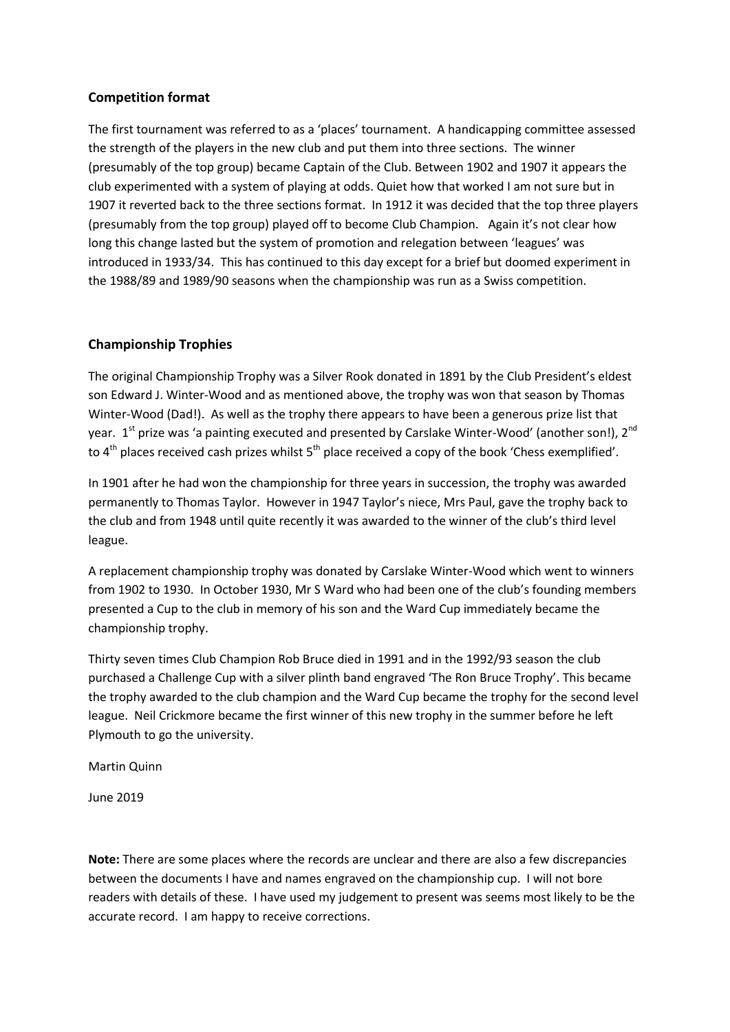## Competition format

The first tournament was referred to as a 'places' tournament. A handicapping committee assessed the strength of the players in the new club and put them into three sections. The winner (presumably of the top group) became Captain of the Club. Between 1902 and 1907 it appears the club experimented with a system of playing at odds. Quiet how that worked I am not sure but in 1907 it reverted back to the three sections format. In 1912 it was decided that the top three players (presumably from the top group) played off to become Club Champion. Again it's not clear how long this change lasted but the system of promotion and relegation between 'leagues' was introduced in 1933/34. This has continued to this day except for a brief but doomed experiment in the 1988/89 and 1989/90 seasons when the championship was run as a Swiss competition.

## Championship Trophies

The original Championship Trophy was a Silver Rook donated in 1891 by the Club President's eldest son Edward J. Winter-Wood and as mentioned above, the trophy was won that season by Thomas Winter-Wood (Dad!). As well as the trophy there appears to have been a generous prize list that year. 1st prize was 'a painting executed and presented by Carslake Winter-Wood' (another son!), 2nd to 4th places received cash prizes whilst 5th place received a copy of the book 'Chess exemplified'.

In 1901 after he had won the championship for three years in succession, the trophy was awarded permanently to Thomas Taylor. However in 1947 Taylor's niece, Mrs Paul, gave the trophy back to the club and from 1948 until quite recently it was awarded to the winner of the club's third level league.

A replacement championship trophy was donated by Carslake Winter-Wood which went to winners from 1902 to 1930. In October 1930, Mr S Ward who had been one of the club's founding members presented a Cup to the club in memory of his son and the Ward Cup immediately became the championship trophy.

Thirty seven times Club Champion Rob Bruce died in 1991 and in the 1992/93 season the club purchased a Challenge Cup with a silver plinth band engraved 'The Ron Bruce Trophy'. This became the trophy awarded to the club champion and the Ward Cup became the trophy for the second level league. Neil Crickmore became the first winner of this new trophy in the summer before he left Plymouth to go the university.

Martin Quinn

June 2019

**Note:** There are some places where the records are unclear and there are also a few discrepancies between the documents I have and names engraved on the championship cup. I will not bore readers with details of these. I have used my judgement to present was seems most likely to be the accurate record. I am happy to receive corrections.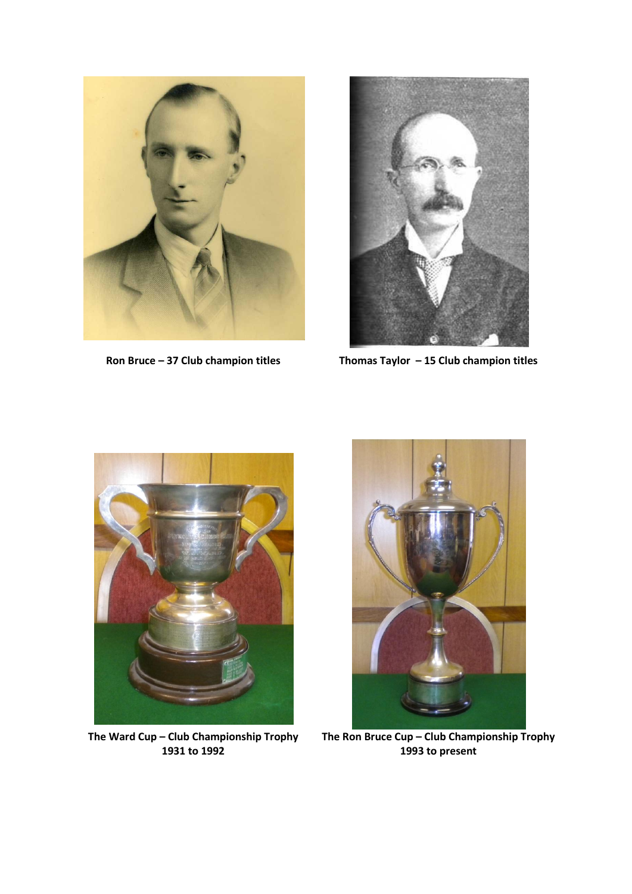Ron Bruce – 37 Club champion titles

Thomas Taylor – 15 Club champion titles

The Ward Cup – Club Championship Trophy 1931 to 1992

The Ron Bruce Cup – Club Championship Trophy 1993 to present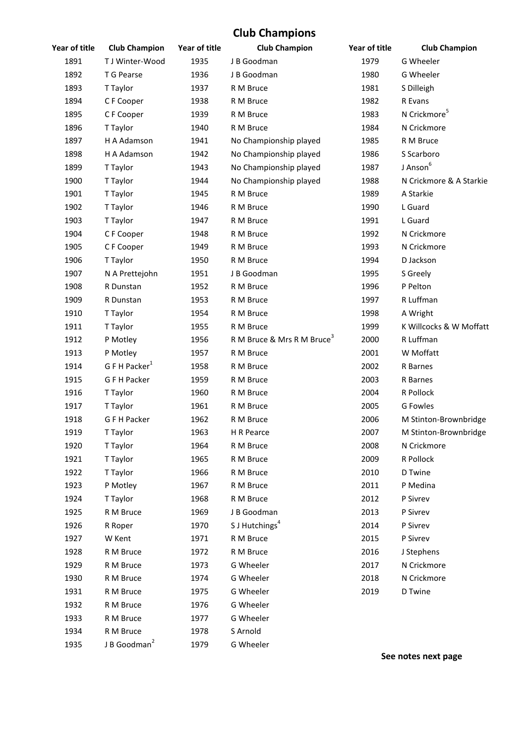# Club Champions

| Year of title | Club Champion | Year of title | Club Champion | Year of title | Club Champion |
|---|---|---|---|---|---|
| 1891 | T J Winter-Wood | 1935 | J B Goodman | 1979 | G Wheeler |
| 1892 | T G Pearse | 1936 | J B Goodman | 1980 | G Wheeler |
| 1893 | T Taylor | 1937 | R M Bruce | 1981 | S Dilleigh |
| 1894 | C F Cooper | 1938 | R M Bruce | 1982 | R Evans |
| 1895 | C F Cooper | 1939 | R M Bruce | 1983 | N Crickmore[5] |
| 1896 | T Taylor | 1940 | R M Bruce | 1984 | N Crickmore |
| 1897 | H A Adamson | 1941 | No Championship played | 1985 | R M Bruce |
| 1898 | H A Adamson | 1942 | No Championship played | 1986 | S Scarboro |
| 1899 | T Taylor | 1943 | No Championship played | 1987 | J Anson[6] |
| 1900 | T Taylor | 1944 | No Championship played | 1988 | N Crickmore & A Starkie |
| 1901 | T Taylor | 1945 | R M Bruce | 1989 | A Starkie |
| 1902 | T Taylor | 1946 | R M Bruce | 1990 | L Guard |
| 1903 | T Taylor | 1947 | R M Bruce | 1991 | L Guard |
| 1904 | C F Cooper | 1948 | R M Bruce | 1992 | N Crickmore |
| 1905 | C F Cooper | 1949 | R M Bruce | 1993 | N Crickmore |
| 1906 | T Taylor | 1950 | R M Bruce | 1994 | D Jackson |
| 1907 | N A Prettejohn | 1951 | J B Goodman | 1995 | S Greely |
| 1908 | R Dunstan | 1952 | R M Bruce | 1996 | P Pelton |
| 1909 | R Dunstan | 1953 | R M Bruce | 1997 | R Luffman |
| 1910 | T Taylor | 1954 | R M Bruce | 1998 | A Wright |
| 1911 | T Taylor | 1955 | R M Bruce | 1999 | K Willcocks & W Moffatt |
| 1912 | P Motley | 1956 | R M Bruce & Mrs R M Bruce[3] | 2000 | R Luffman |
| 1913 | P Motley | 1957 | R M Bruce | 2001 | W Moffatt |
| 1914 | G F H Packer[1] | 1958 | R M Bruce | 2002 | R Barnes |
| 1915 | G F H Packer | 1959 | R M Bruce | 2003 | R Barnes |
| 1916 | T Taylor | 1960 | R M Bruce | 2004 | R Pollock |
| 1917 | T Taylor | 1961 | R M Bruce | 2005 | G Fowles |
| 1918 | G F H Packer | 1962 | R M Bruce | 2006 | M Stinton-Brownbridge |
| 1919 | T Taylor | 1963 | H R Pearce | 2007 | M Stinton-Brownbridge |
| 1920 | T Taylor | 1964 | R M Bruce | 2008 | N Crickmore |
| 1921 | T Taylor | 1965 | R M Bruce | 2009 | R Pollock |
| 1922 | T Taylor | 1966 | R M Bruce | 2010 | D Twine |
| 1923 | P Motley | 1967 | R M Bruce | 2011 | P Medina |
| 1924 | T Taylor | 1968 | R M Bruce | 2012 | P Sivrev |
| 1925 | R M Bruce | 1969 | J B Goodman | 2013 | P Sivrev |
| 1926 | R Roper | 1970 | S J Hutchings[4] | 2014 | P Sivrev |
| 1927 | W Kent | 1971 | R M Bruce | 2015 | P Sivrev |
| 1928 | R M Bruce | 1972 | R M Bruce | 2016 | J Stephens |
| 1929 | R M Bruce | 1973 | G Wheeler | 2017 | N Crickmore |
| 1930 | R M Bruce | 1974 | G Wheeler | 2018 | N Crickmore |
| 1931 | R M Bruce | 1975 | G Wheeler | 2019 | D Twine |
| 1932 | R M Bruce | 1976 | G Wheeler | | |
| 1933 | R M Bruce | 1977 | G Wheeler | | |
| 1934 | R M Bruce | 1978 | S Arnold | | |
| 1935 | J B Goodman[2] | 1979 | G Wheeler | | |

**See notes next page**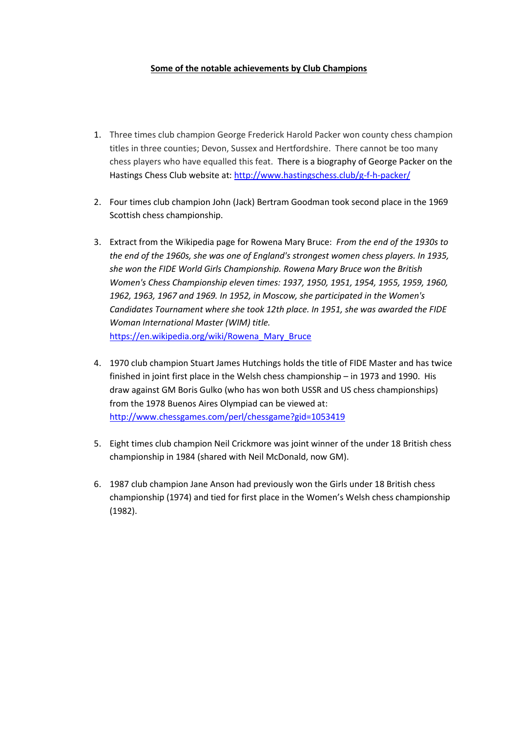**Some of the notable achievements by Club Champions**

1. Three times club champion George Frederick Harold Packer won county chess champion titles in three counties; Devon, Sussex and Hertfordshire. There cannot be too many chess players who have equalled this feat. There is a biography of George Packer on the Hastings Chess Club website at: http://www.hastingschess.club/g-f-h-packer/

2. Four times club champion John (Jack) Bertram Goodman took second place in the 1969 Scottish chess championship.

3. Extract from the Wikipedia page for Rowena Mary Bruce: *From the end of the 1930s to the end of the 1960s, she was one of England's strongest women chess players. In 1935, she won the FIDE World Girls Championship. Rowena Mary Bruce won the British Women's Chess Championship eleven times: 1937, 1950, 1951, 1954, 1955, 1959, 1960, 1962, 1963, 1967 and 1969. In 1952, in Moscow, she participated in the Women's Candidates Tournament where she took 12th place. In 1951, she was awarded the FIDE Woman International Master (WIM) title.* https://en.wikipedia.org/wiki/Rowena_Mary_Bruce

4. 1970 club champion Stuart James Hutchings holds the title of FIDE Master and has twice finished in joint first place in the Welsh chess championship – in 1973 and 1990. His draw against GM Boris Gulko (who has won both USSR and US chess championships) from the 1978 Buenos Aires Olympiad can be viewed at: http://www.chessgames.com/perl/chessgame?gid=1053419

5. Eight times club champion Neil Crickmore was joint winner of the under 18 British chess championship in 1984 (shared with Neil McDonald, now GM).

6. 1987 club champion Jane Anson had previously won the Girls under 18 British chess championship (1974) and tied for first place in the Women's Welsh chess championship (1982).